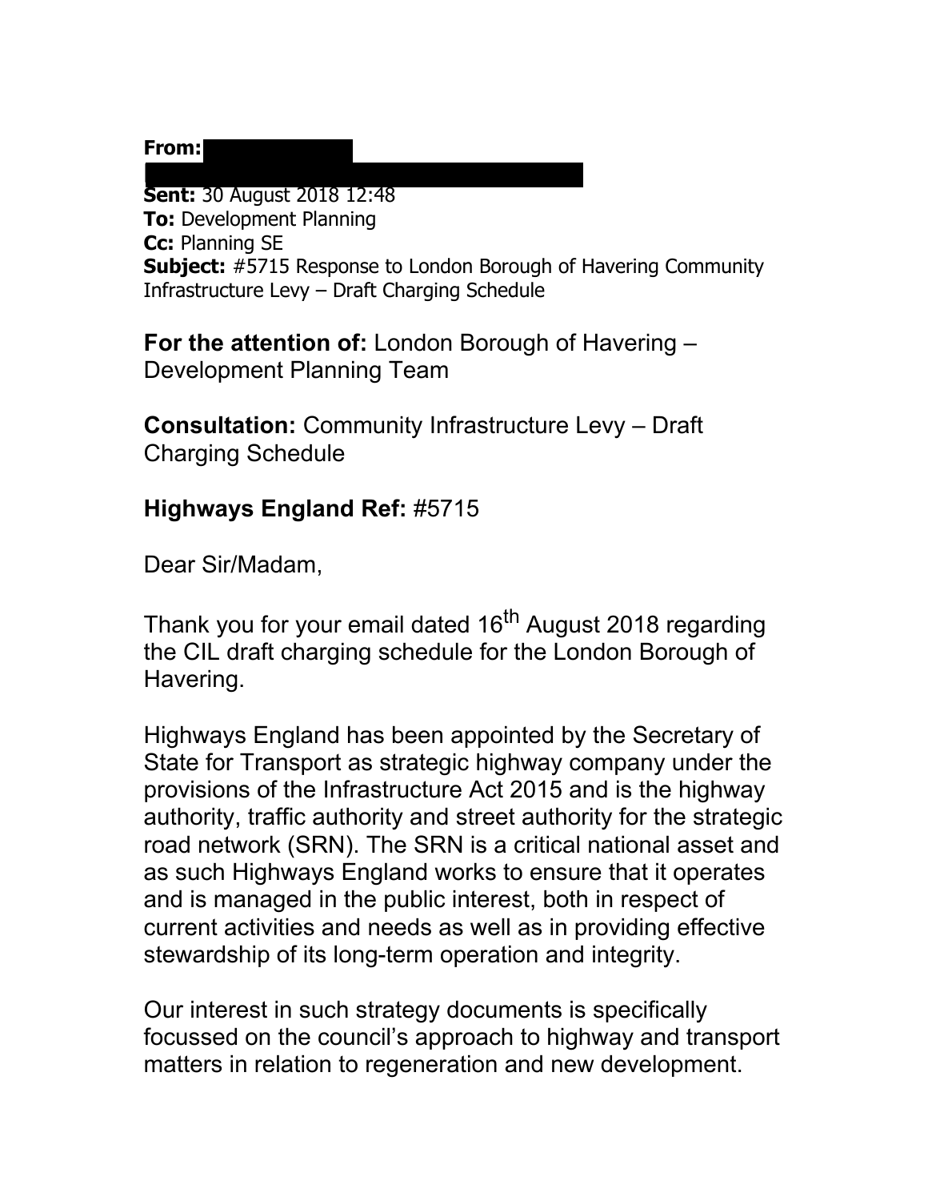**From:** 

**Sent:** 30 August 2018 12:48
**To:** Development Planning
**Cc:** Planning SE
**Subject:** #5715 Response to London Borough of Havering Community Infrastructure Levy – Draft Charging Schedule

**For the attention of:** London Borough of Havering – Development Planning Team

**Consultation:** Community Infrastructure Levy – Draft Charging Schedule

**Highways England Ref:** #5715

Dear Sir/Madam,

Thank you for your email dated 16th August 2018 regarding the CIL draft charging schedule for the London Borough of Havering.

Highways England has been appointed by the Secretary of State for Transport as strategic highway company under the provisions of the Infrastructure Act 2015 and is the highway authority, traffic authority and street authority for the strategic road network (SRN). The SRN is a critical national asset and as such Highways England works to ensure that it operates and is managed in the public interest, both in respect of current activities and needs as well as in providing effective stewardship of its long-term operation and integrity.

Our interest in such strategy documents is specifically focussed on the council's approach to highway and transport matters in relation to regeneration and new development.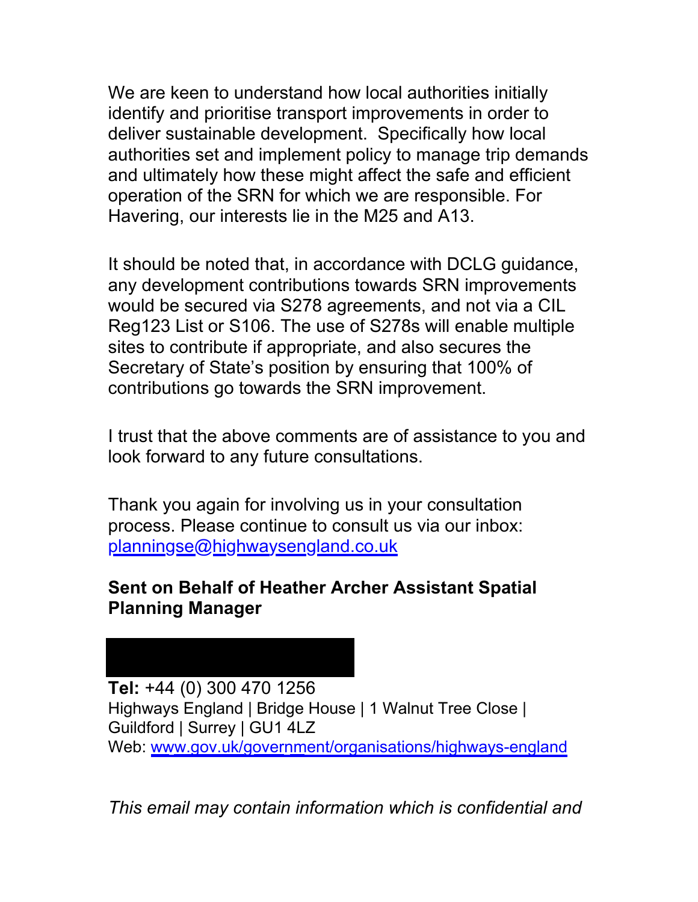We are keen to understand how local authorities initially identify and prioritise transport improvements in order to deliver sustainable development. Specifically how local authorities set and implement policy to manage trip demands and ultimately how these might affect the safe and efficient operation of the SRN for which we are responsible. For Havering, our interests lie in the M25 and A13.

It should be noted that, in accordance with DCLG guidance, any development contributions towards SRN improvements would be secured via S278 agreements, and not via a CIL Reg123 List or S106. The use of S278s will enable multiple sites to contribute if appropriate, and also secures the Secretary of State's position by ensuring that 100% of contributions go towards the SRN improvement.

I trust that the above comments are of assistance to you and look forward to any future consultations.

Thank you again for involving us in your consultation process. Please continue to consult us via our inbox: planningse@highwaysengland.co.uk

**Sent on Behalf of Heather Archer Assistant Spatial Planning Manager**

**Tel:** +44 (0) 300 470 1256
Highways England | Bridge House | 1 Walnut Tree Close | Guildford | Surrey | GU1 4LZ
Web: www.gov.uk/government/organisations/highways-england

*This email may contain information which is confidential and*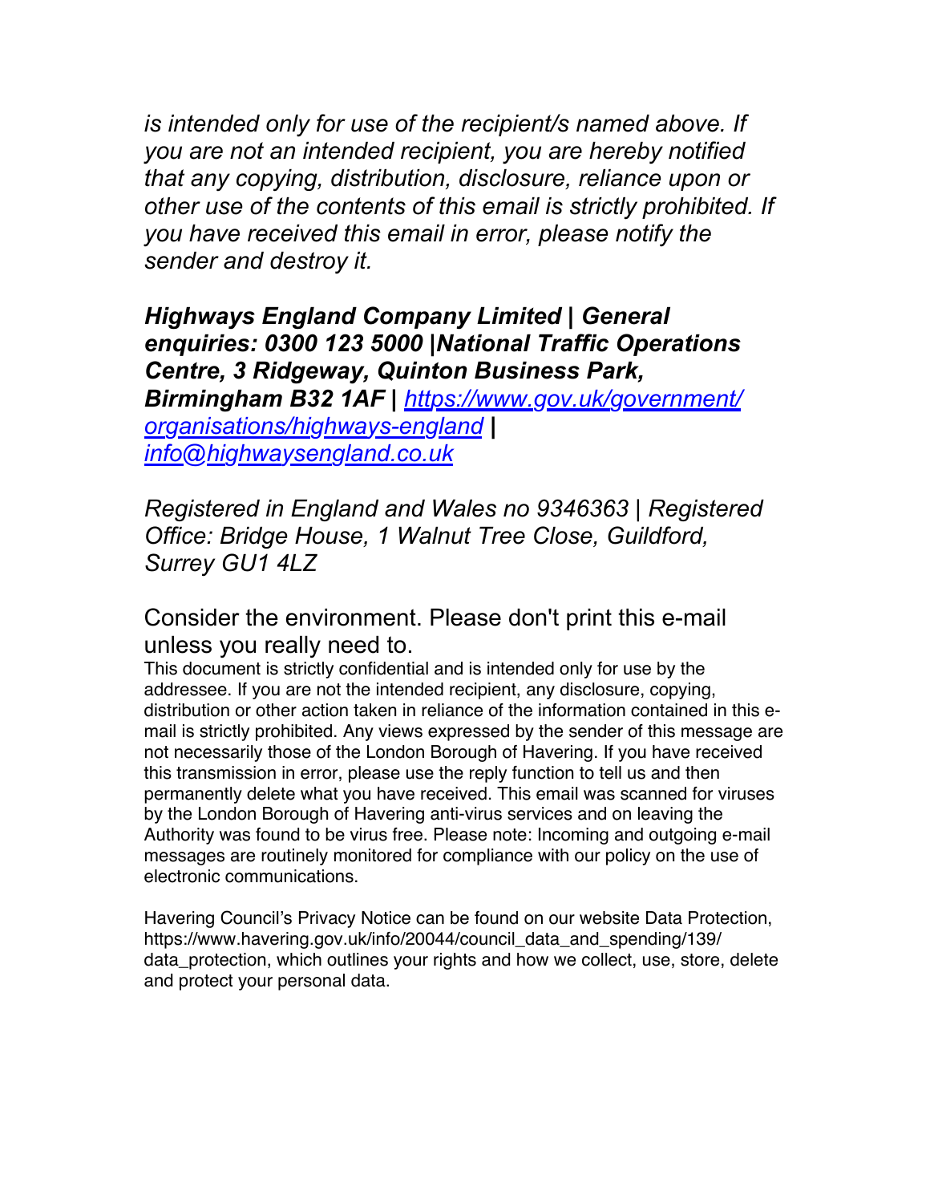*is intended only for use of the recipient/s named above. If you are not an intended recipient, you are hereby notified that any copying, distribution, disclosure, reliance upon or other use of the contents of this email is strictly prohibited. If you have received this email in error, please notify the sender and destroy it.*

***Highways England Company Limited | General enquiries: 0300 123 5000 |National Traffic Operations Centre, 3 Ridgeway, Quinton Business Park, Birmingham B32 1AF |*** *[https://www.gov.uk/government/organisations/highways-england](https://www.gov.uk/government/organisations/highways-england)* **|** *[info@highwaysengland.co.uk](mailto:info@highwaysengland.co.uk)*

*Registered in England and Wales no 9346363 | Registered Office: Bridge House, 1 Walnut Tree Close, Guildford, Surrey GU1 4LZ*

Consider the environment. Please don't print this e-mail unless you really need to.

This document is strictly confidential and is intended only for use by the addressee. If you are not the intended recipient, any disclosure, copying, distribution or other action taken in reliance of the information contained in this e-mail is strictly prohibited. Any views expressed by the sender of this message are not necessarily those of the London Borough of Havering. If you have received this transmission in error, please use the reply function to tell us and then permanently delete what you have received. This email was scanned for viruses by the London Borough of Havering anti-virus services and on leaving the Authority was found to be virus free. Please note: Incoming and outgoing e-mail messages are routinely monitored for compliance with our policy on the use of electronic communications.

Havering Council's Privacy Notice can be found on our website Data Protection, https://www.havering.gov.uk/info/20044/council_data_and_spending/139/data_protection, which outlines your rights and how we collect, use, store, delete and protect your personal data.